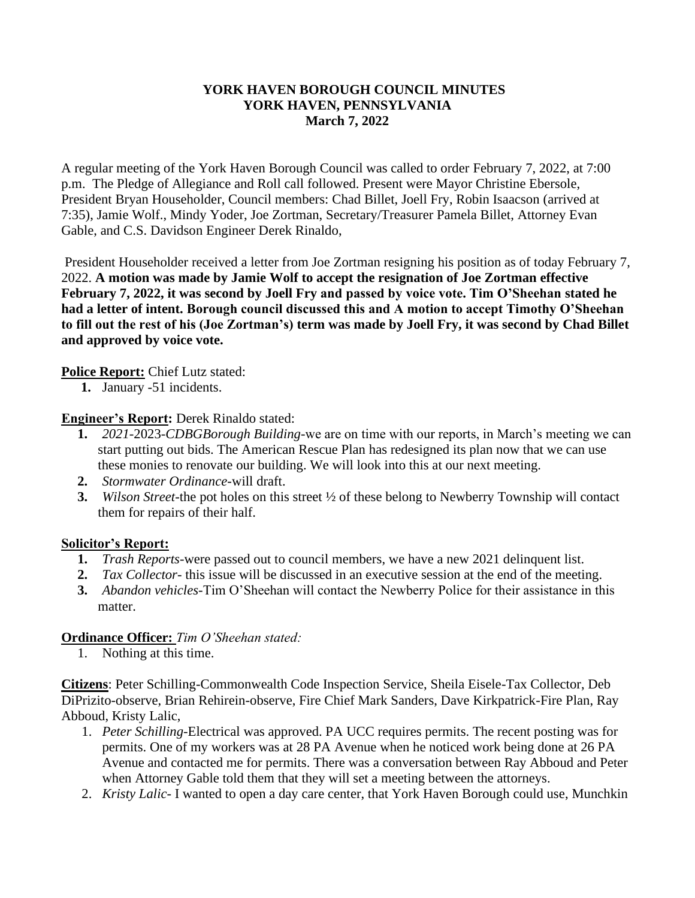# YORK HAVEN BOROUGH COUNCIL MINUTES
## YORK HAVEN, PENNSYLVANIA
### March 7, 2022

A regular meeting of the York Haven Borough Council was called to order February 7, 2022, at 7:00 p.m. The Pledge of Allegiance and Roll call followed. Present were Mayor Christine Ebersole, President Bryan Householder, Council members: Chad Billet, Joell Fry, Robin Isaacson (arrived at 7:35), Jamie Wolf., Mindy Yoder, Joe Zortman, Secretary/Treasurer Pamela Billet, Attorney Evan Gable, and C.S. Davidson Engineer Derek Rinaldo,

President Householder received a letter from Joe Zortman resigning his position as of today February 7, 2022. **A motion was made by Jamie Wolf to accept the resignation of Joe Zortman effective February 7, 2022, it was second by Joell Fry and passed by voice vote. Tim O'Sheehan stated he had a letter of intent. Borough council discussed this and A motion to accept Timothy O'Sheehan to fill out the rest of his (Joe Zortman's) term was made by Joell Fry, it was second by Chad Billet and approved by voice vote.**

**Police Report:** Chief Lutz stated:

1. January -51 incidents.

**Engineer's Report:** Derek Rinaldo stated:

1. *2021*-2023-*CDBGBorough Building*-we are on time with our reports, in March's meeting we can start putting out bids. The American Rescue Plan has redesigned its plan now that we can use these monies to renovate our building. We will look into this at our next meeting.
2. *Stormwater Ordinance*-will draft.
3. *Wilson Street*-the pot holes on this street ½ of these belong to Newberry Township will contact them for repairs of their half.

**Solicitor's Report:**

1. *Trash Reports*-were passed out to council members, we have a new 2021 delinquent list.
2. *Tax Collector*- this issue will be discussed in an executive session at the end of the meeting.
3. *Abandon vehicles*-Tim O'Sheehan will contact the Newberry Police for their assistance in this matter.

**Ordinance Officer:** *Tim O'Sheehan stated:*

1. Nothing at this time.

**Citizens**: Peter Schilling-Commonwealth Code Inspection Service, Sheila Eisele-Tax Collector, Deb DiPrizito-observe, Brian Rehirein-observe, Fire Chief Mark Sanders, Dave Kirkpatrick-Fire Plan, Ray Abboud, Kristy Lalic,

1. *Peter Schilling*-Electrical was approved. PA UCC requires permits. The recent posting was for permits. One of my workers was at 28 PA Avenue when he noticed work being done at 26 PA Avenue and contacted me for permits. There was a conversation between Ray Abboud and Peter when Attorney Gable told them that they will set a meeting between the attorneys.
2. *Kristy Lalic*- I wanted to open a day care center, that York Haven Borough could use, Munchkin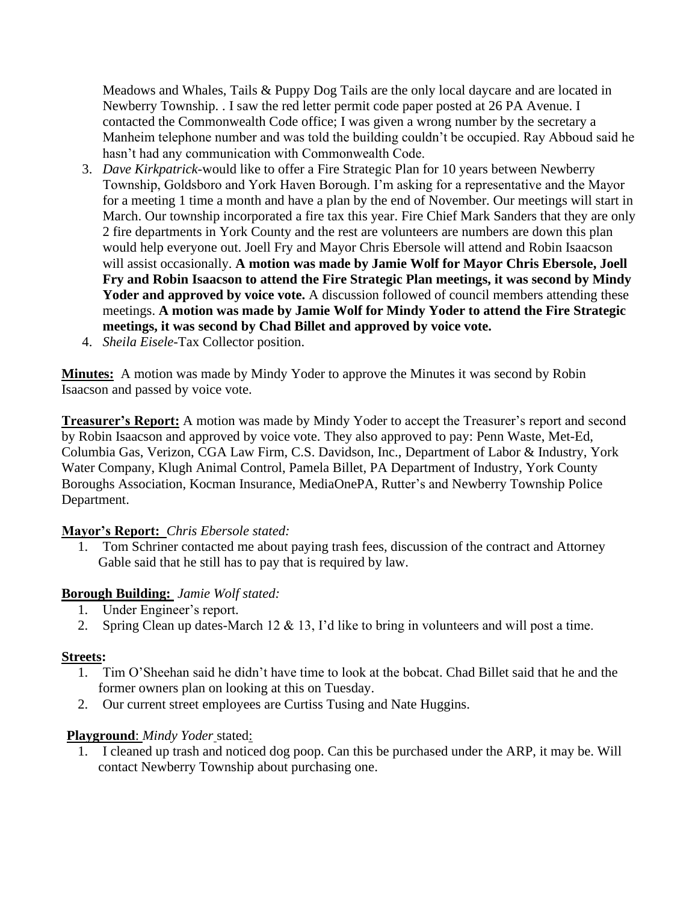Meadows and Whales, Tails & Puppy Dog Tails are the only local daycare and are located in Newberry Township. . I saw the red letter permit code paper posted at 26 PA Avenue. I contacted the Commonwealth Code office; I was given a wrong number by the secretary a Manheim telephone number and was told the building couldn't be occupied. Ray Abboud said he hasn't had any communication with Commonwealth Code.

3. *Dave Kirkpatrick*-would like to offer a Fire Strategic Plan for 10 years between Newberry Township, Goldsboro and York Haven Borough. I'm asking for a representative and the Mayor for a meeting 1 time a month and have a plan by the end of November. Our meetings will start in March. Our township incorporated a fire tax this year. Fire Chief Mark Sanders that they are only 2 fire departments in York County and the rest are volunteers are numbers are down this plan would help everyone out. Joell Fry and Mayor Chris Ebersole will attend and Robin Isaacson will assist occasionally. **A motion was made by Jamie Wolf for Mayor Chris Ebersole, Joell Fry and Robin Isaacson to attend the Fire Strategic Plan meetings, it was second by Mindy Yoder and approved by voice vote.** A discussion followed of council members attending these meetings. **A motion was made by Jamie Wolf for Mindy Yoder to attend the Fire Strategic meetings, it was second by Chad Billet and approved by voice vote.**
4. *Sheila Eisele*-Tax Collector position.

**Minutes:** A motion was made by Mindy Yoder to approve the Minutes it was second by Robin Isaacson and passed by voice vote.

**Treasurer's Report:** A motion was made by Mindy Yoder to accept the Treasurer's report and second by Robin Isaacson and approved by voice vote. They also approved to pay: Penn Waste, Met-Ed, Columbia Gas, Verizon, CGA Law Firm, C.S. Davidson, Inc., Department of Labor & Industry, York Water Company, Klugh Animal Control, Pamela Billet, PA Department of Industry, York County Boroughs Association, Kocman Insurance, MediaOnePA, Rutter's and Newberry Township Police Department.

**Mayor's Report:** *Chris Ebersole stated:*

1. Tom Schriner contacted me about paying trash fees, discussion of the contract and Attorney Gable said that he still has to pay that is required by law.

**Borough Building:** *Jamie Wolf stated:*

1. Under Engineer's report.
2. Spring Clean up dates-March 12 & 13, I'd like to bring in volunteers and will post a time.

**Streets:**

1. Tim O'Sheehan said he didn't have time to look at the bobcat. Chad Billet said that he and the former owners plan on looking at this on Tuesday.
2. Our current street employees are Curtiss Tusing and Nate Huggins.

**Playground**: *Mindy Yoder* stated:

1. I cleaned up trash and noticed dog poop. Can this be purchased under the ARP, it may be. Will contact Newberry Township about purchasing one.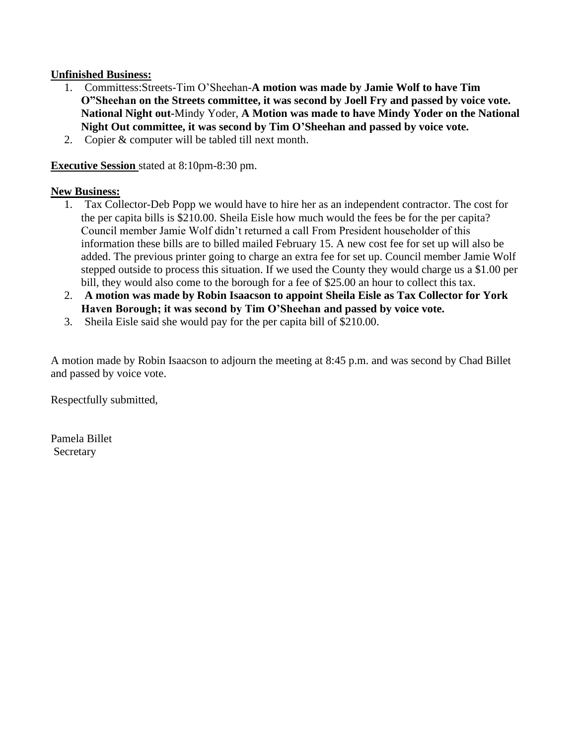**Unfinished Business:**

1. Committess:Streets-Tim O'Sheehan-**A motion was made by Jamie Wolf to have Tim O"Sheehan on the Streets committee, it was second by Joell Fry and passed by voice vote. National Night out**-Mindy Yoder, **A Motion was made to have Mindy Yoder on the National Night Out committee, it was second by Tim O'Sheehan and passed by voice vote.**
2. Copier & computer will be tabled till next month.

**Executive Session** stated at 8:10pm-8:30 pm.

**New Business:**

1. Tax Collector-Deb Popp we would have to hire her as an independent contractor. The cost for the per capita bills is $210.00. Sheila Eisle how much would the fees be for the per capita? Council member Jamie Wolf didn't returned a call From President householder of this information these bills are to billed mailed February 15. A new cost fee for set up will also be added. The previous printer going to charge an extra fee for set up. Council member Jamie Wolf stepped outside to process this situation. If we used the County they would charge us a $1.00 per bill, they would also come to the borough for a fee of $25.00 an hour to collect this tax.
2. **A motion was made by Robin Isaacson to appoint Sheila Eisle as Tax Collector for York Haven Borough; it was second by Tim O'Sheehan and passed by voice vote.**
3. Sheila Eisle said she would pay for the per capita bill of $210.00.

A motion made by Robin Isaacson to adjourn the meeting at 8:45 p.m. and was second by Chad Billet and passed by voice vote.

Respectfully submitted,

Pamela Billet
Secretary